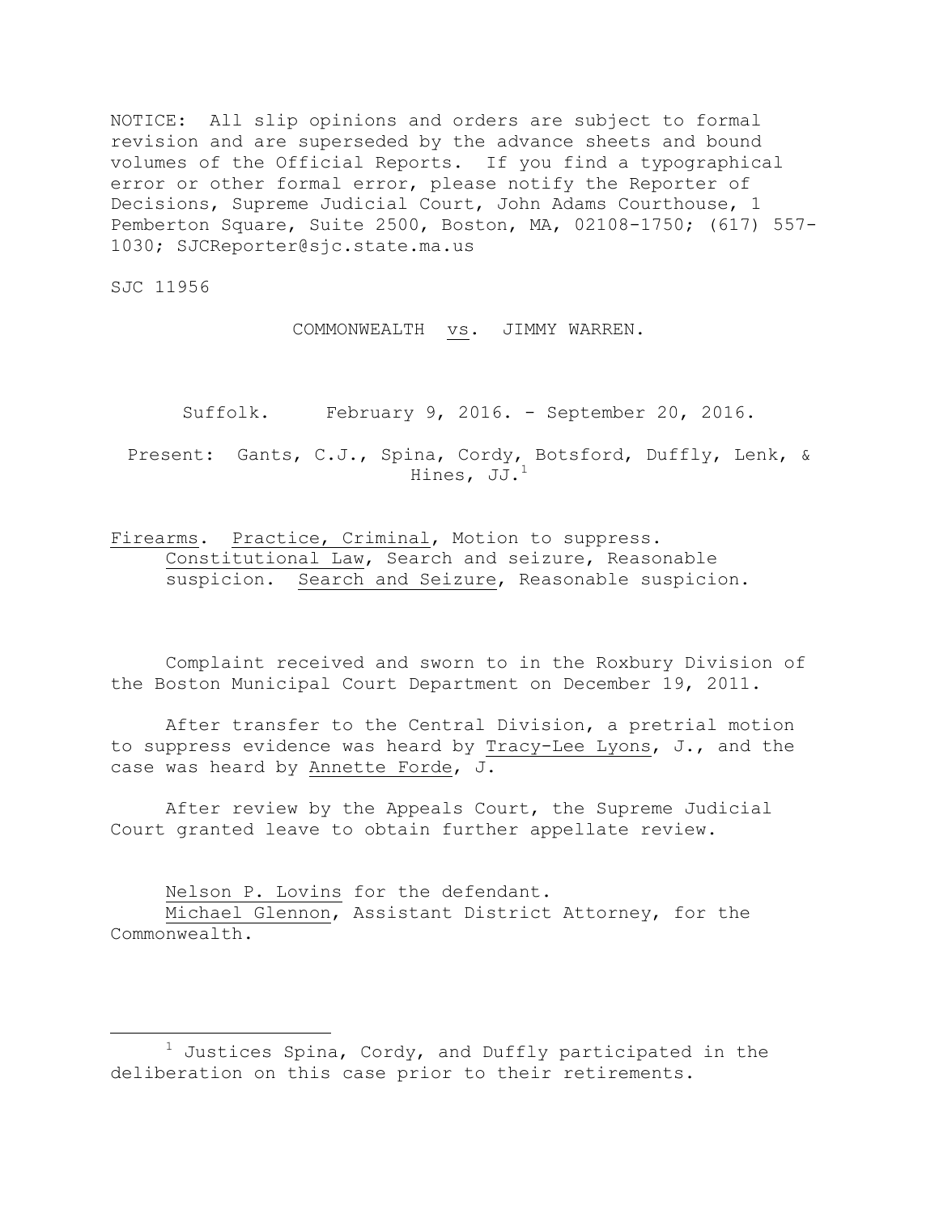NOTICE: All slip opinions and orders are subject to formal revision and are superseded by the advance sheets and bound volumes of the Official Reports. If you find a typographical error or other formal error, please notify the Reporter of Decisions, Supreme Judicial Court, John Adams Courthouse, 1 Pemberton Square, Suite 2500, Boston, MA, 02108-1750; (617) 557-1030; SJCReporter@sjc.state.ma.us

SJC 11956

COMMONWEALTH vs. JIMMY WARREN.

Suffolk. February 9, 2016. - September 20, 2016.

Present: Gants, C.J., Spina, Cordy, Botsford, Duffly, Lenk, & Hines, JJ.[1]

Firearms. Practice, Criminal, Motion to suppress. Constitutional Law, Search and seizure, Reasonable suspicion. Search and Seizure, Reasonable suspicion.

Complaint received and sworn to in the Roxbury Division of the Boston Municipal Court Department on December 19, 2011.

After transfer to the Central Division, a pretrial motion to suppress evidence was heard by Tracy-Lee Lyons, J., and the case was heard by Annette Forde, J.

After review by the Appeals Court, the Supreme Judicial Court granted leave to obtain further appellate review.

Nelson P. Lovins for the defendant.

Michael Glennon, Assistant District Attorney, for the Commonwealth.

[1] Justices Spina, Cordy, and Duffly participated in the deliberation on this case prior to their retirements.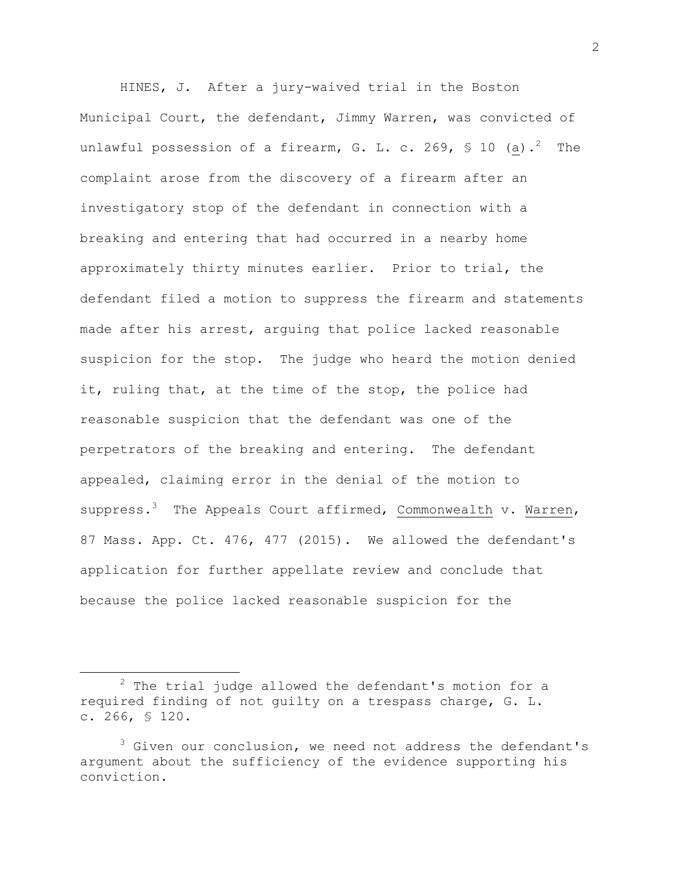HINES, J. After a jury-waived trial in the Boston Municipal Court, the defendant, Jimmy Warren, was convicted of unlawful possession of a firearm, G. L. c. 269, § 10 (a).[2] The complaint arose from the discovery of a firearm after an investigatory stop of the defendant in connection with a breaking and entering that had occurred in a nearby home approximately thirty minutes earlier. Prior to trial, the defendant filed a motion to suppress the firearm and statements made after his arrest, arguing that police lacked reasonable suspicion for the stop. The judge who heard the motion denied it, ruling that, at the time of the stop, the police had reasonable suspicion that the defendant was one of the perpetrators of the breaking and entering. The defendant appealed, claiming error in the denial of the motion to suppress.[3] The Appeals Court affirmed, Commonwealth v. Warren, 87 Mass. App. Ct. 476, 477 (2015). We allowed the defendant's application for further appellate review and conclude that because the police lacked reasonable suspicion for the

---

[2] The trial judge allowed the defendant's motion for a required finding of not guilty on a trespass charge, G. L. c. 266, § 120.

[3] Given our conclusion, we need not address the defendant's argument about the sufficiency of the evidence supporting his conviction.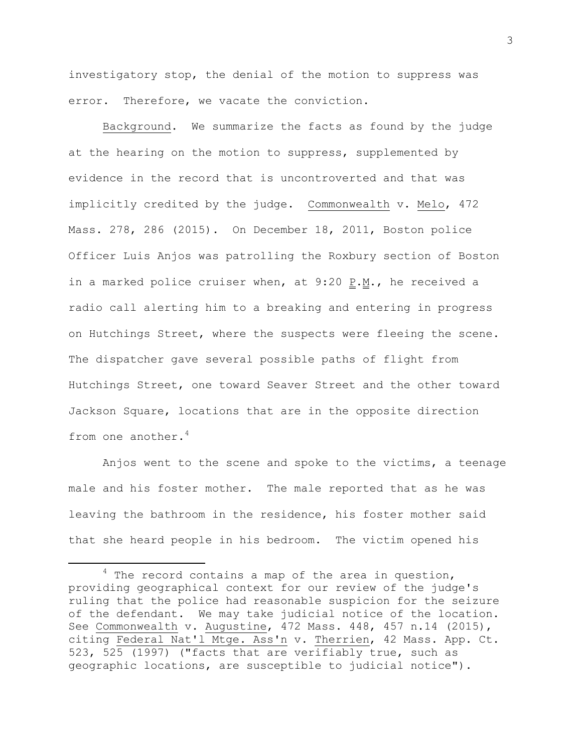investigatory stop, the denial of the motion to suppress was error. Therefore, we vacate the conviction.

Background. We summarize the facts as found by the judge at the hearing on the motion to suppress, supplemented by evidence in the record that is uncontroverted and that was implicitly credited by the judge. Commonwealth v. Melo, 472 Mass. 278, 286 (2015). On December 18, 2011, Boston police Officer Luis Anjos was patrolling the Roxbury section of Boston in a marked police cruiser when, at 9:20 P.M., he received a radio call alerting him to a breaking and entering in progress on Hutchings Street, where the suspects were fleeing the scene. The dispatcher gave several possible paths of flight from Hutchings Street, one toward Seaver Street and the other toward Jackson Square, locations that are in the opposite direction from one another.[4]

Anjos went to the scene and spoke to the victims, a teenage male and his foster mother. The male reported that as he was leaving the bathroom in the residence, his foster mother said that she heard people in his bedroom. The victim opened his

[4] The record contains a map of the area in question, providing geographical context for our review of the judge's ruling that the police had reasonable suspicion for the seizure of the defendant. We may take judicial notice of the location. See Commonwealth v. Augustine, 472 Mass. 448, 457 n.14 (2015), citing Federal Nat'l Mtge. Ass'n v. Therrien, 42 Mass. App. Ct. 523, 525 (1997) ("facts that are verifiably true, such as geographic locations, are susceptible to judicial notice").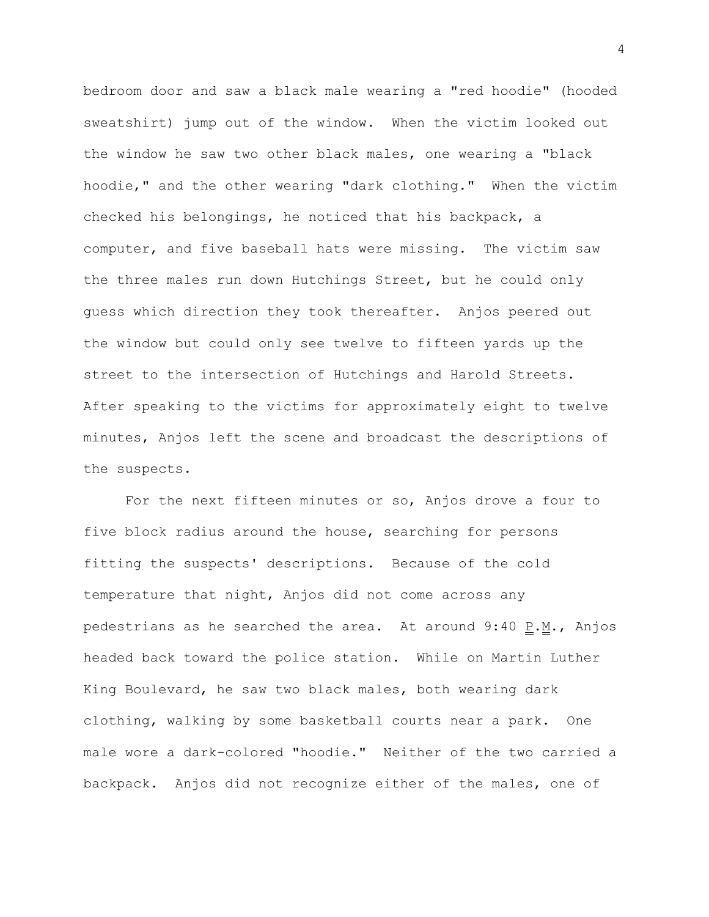bedroom door and saw a black male wearing a "red hoodie" (hooded sweatshirt) jump out of the window. When the victim looked out the window he saw two other black males, one wearing a "black hoodie," and the other wearing "dark clothing." When the victim checked his belongings, he noticed that his backpack, a computer, and five baseball hats were missing. The victim saw the three males run down Hutchings Street, but he could only guess which direction they took thereafter. Anjos peered out the window but could only see twelve to fifteen yards up the street to the intersection of Hutchings and Harold Streets. After speaking to the victims for approximately eight to twelve minutes, Anjos left the scene and broadcast the descriptions of the suspects.

For the next fifteen minutes or so, Anjos drove a four to five block radius around the house, searching for persons fitting the suspects' descriptions. Because of the cold temperature that night, Anjos did not come across any pedestrians as he searched the area. At around 9:40 P.M., Anjos headed back toward the police station. While on Martin Luther King Boulevard, he saw two black males, both wearing dark clothing, walking by some basketball courts near a park. One male wore a dark-colored "hoodie." Neither of the two carried a backpack. Anjos did not recognize either of the males, one of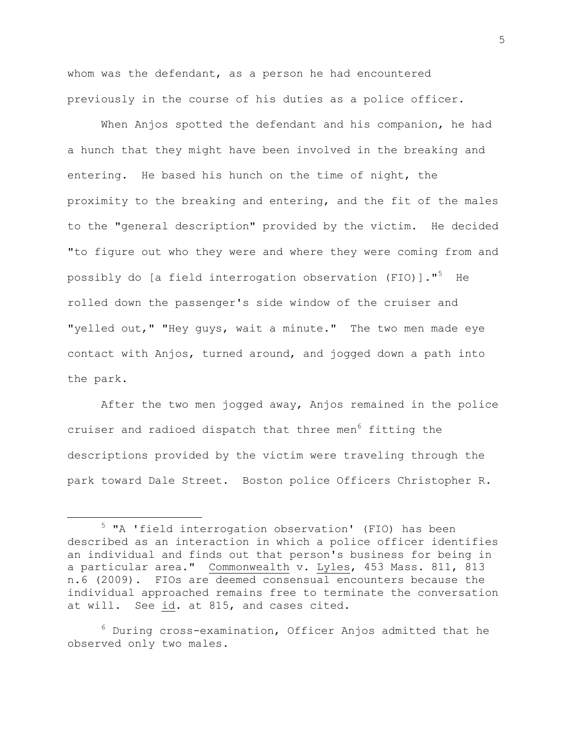whom was the defendant, as a person he had encountered previously in the course of his duties as a police officer.

When Anjos spotted the defendant and his companion, he had a hunch that they might have been involved in the breaking and entering. He based his hunch on the time of night, the proximity to the breaking and entering, and the fit of the males to the "general description" provided by the victim. He decided "to figure out who they were and where they were coming from and possibly do [a field interrogation observation (FIO)]."[5] He rolled down the passenger's side window of the cruiser and "yelled out," "Hey guys, wait a minute." The two men made eye contact with Anjos, turned around, and jogged down a path into the park.

After the two men jogged away, Anjos remained in the police cruiser and radioed dispatch that three men[6] fitting the descriptions provided by the victim were traveling through the park toward Dale Street. Boston police Officers Christopher R.

---

[5] "A 'field interrogation observation' (FIO) has been described as an interaction in which a police officer identifies an individual and finds out that person's business for being in a particular area." Commonwealth v. Lyles, 453 Mass. 811, 813 n.6 (2009). FIOs are deemed consensual encounters because the individual approached remains free to terminate the conversation at will. See id. at 815, and cases cited.

[6] During cross-examination, Officer Anjos admitted that he observed only two males.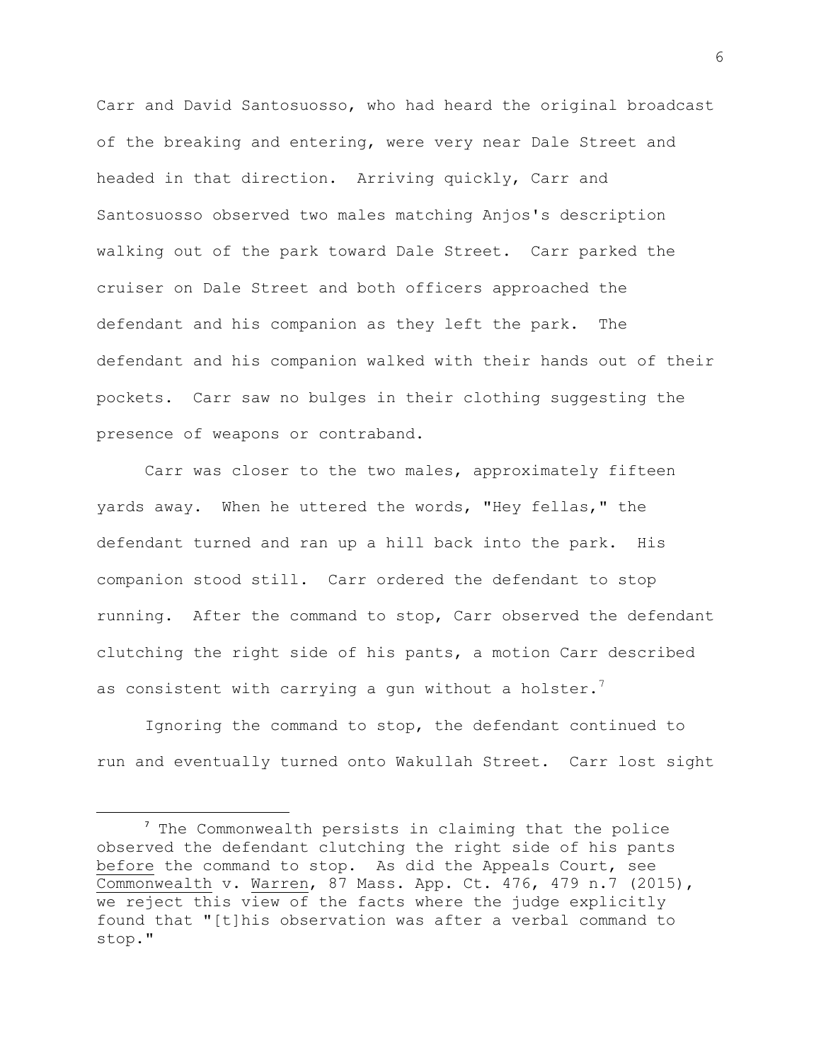Carr and David Santosuosso, who had heard the original broadcast of the breaking and entering, were very near Dale Street and headed in that direction. Arriving quickly, Carr and Santosuosso observed two males matching Anjos's description walking out of the park toward Dale Street. Carr parked the cruiser on Dale Street and both officers approached the defendant and his companion as they left the park. The defendant and his companion walked with their hands out of their pockets. Carr saw no bulges in their clothing suggesting the presence of weapons or contraband.

Carr was closer to the two males, approximately fifteen yards away. When he uttered the words, "Hey fellas," the defendant turned and ran up a hill back into the park. His companion stood still. Carr ordered the defendant to stop running. After the command to stop, Carr observed the defendant clutching the right side of his pants, a motion Carr described as consistent with carrying a gun without a holster.[7]

Ignoring the command to stop, the defendant continued to run and eventually turned onto Wakullah Street. Carr lost sight

---

[7] The Commonwealth persists in claiming that the police observed the defendant clutching the right side of his pants before the command to stop. As did the Appeals Court, see Commonwealth v. Warren, 87 Mass. App. Ct. 476, 479 n.7 (2015), we reject this view of the facts where the judge explicitly found that "[t]his observation was after a verbal command to stop."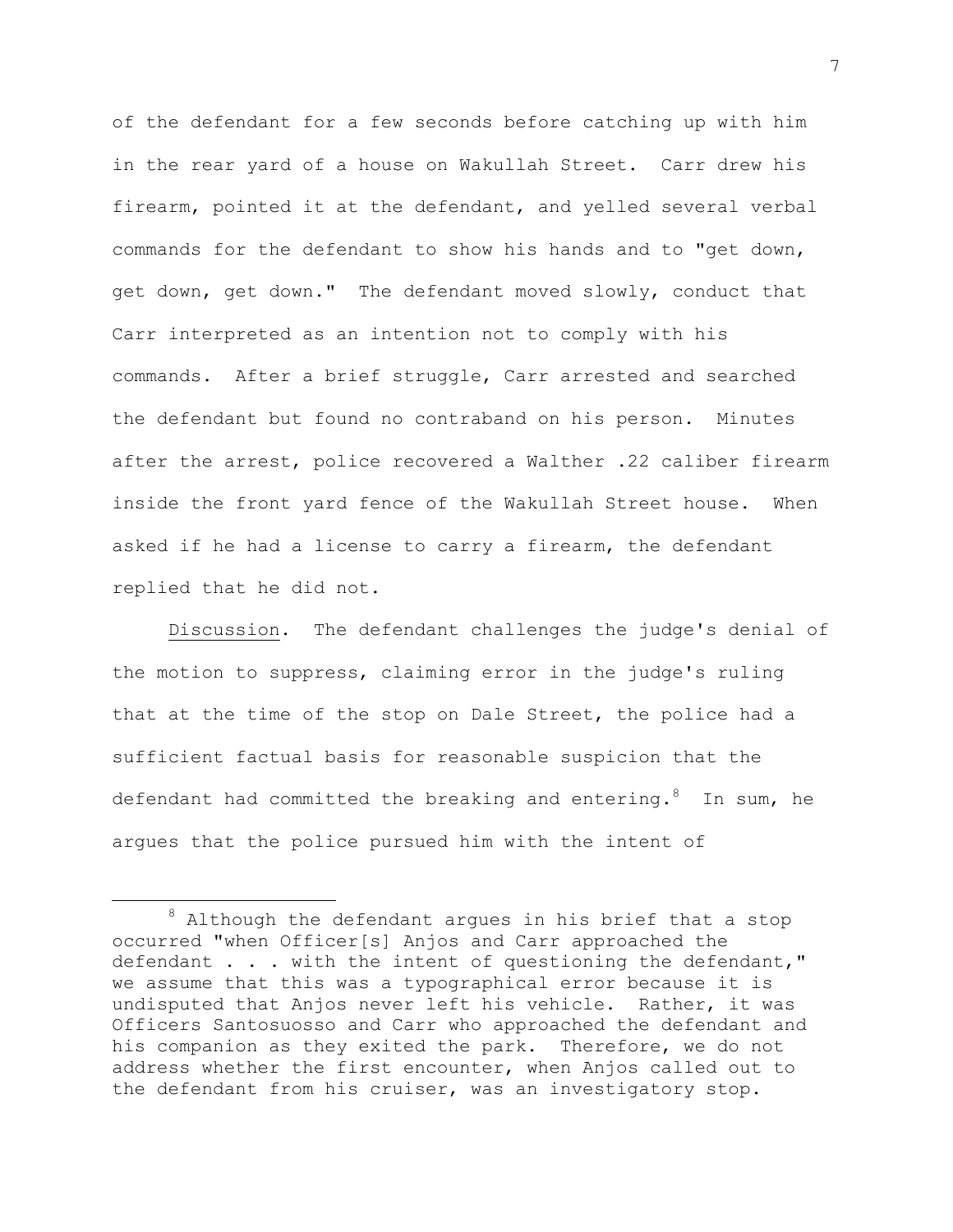of the defendant for a few seconds before catching up with him in the rear yard of a house on Wakullah Street. Carr drew his firearm, pointed it at the defendant, and yelled several verbal commands for the defendant to show his hands and to "get down, get down, get down." The defendant moved slowly, conduct that Carr interpreted as an intention not to comply with his commands. After a brief struggle, Carr arrested and searched the defendant but found no contraband on his person. Minutes after the arrest, police recovered a Walther .22 caliber firearm inside the front yard fence of the Wakullah Street house. When asked if he had a license to carry a firearm, the defendant replied that he did not.

Discussion. The defendant challenges the judge's denial of the motion to suppress, claiming error in the judge's ruling that at the time of the stop on Dale Street, the police had a sufficient factual basis for reasonable suspicion that the defendant had committed the breaking and entering.[8] In sum, he argues that the police pursued him with the intent of

---

[8] Although the defendant argues in his brief that a stop occurred "when Officer[s] Anjos and Carr approached the defendant . . . with the intent of questioning the defendant," we assume that this was a typographical error because it is undisputed that Anjos never left his vehicle. Rather, it was Officers Santosuosso and Carr who approached the defendant and his companion as they exited the park. Therefore, we do not address whether the first encounter, when Anjos called out to the defendant from his cruiser, was an investigatory stop.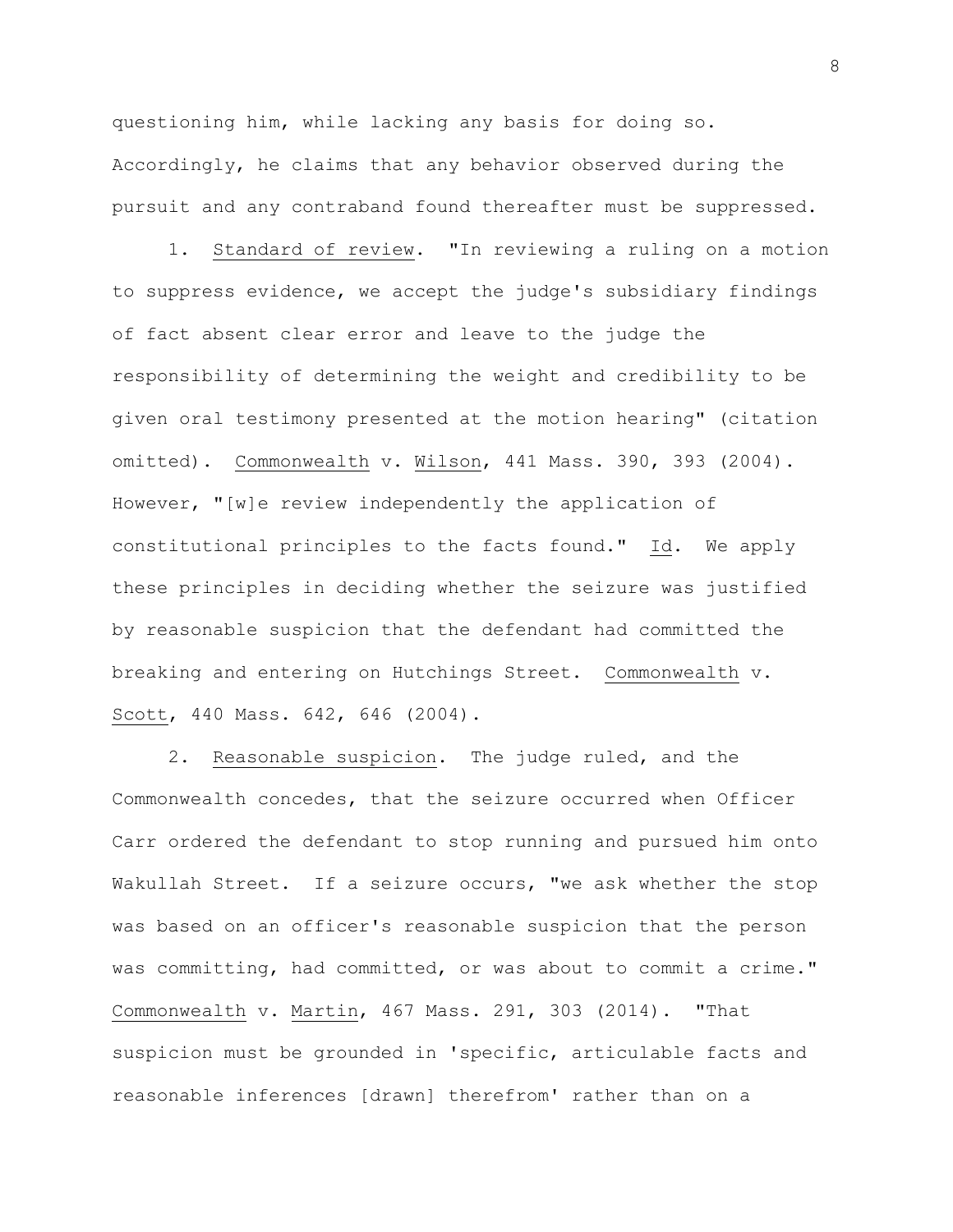questioning him, while lacking any basis for doing so. Accordingly, he claims that any behavior observed during the pursuit and any contraband found thereafter must be suppressed.

1. Standard of review. "In reviewing a ruling on a motion to suppress evidence, we accept the judge's subsidiary findings of fact absent clear error and leave to the judge the responsibility of determining the weight and credibility to be given oral testimony presented at the motion hearing" (citation omitted). Commonwealth v. Wilson, 441 Mass. 390, 393 (2004). However, "[w]e review independently the application of constitutional principles to the facts found." Id. We apply these principles in deciding whether the seizure was justified by reasonable suspicion that the defendant had committed the breaking and entering on Hutchings Street. Commonwealth v. Scott, 440 Mass. 642, 646 (2004).

2. Reasonable suspicion. The judge ruled, and the Commonwealth concedes, that the seizure occurred when Officer Carr ordered the defendant to stop running and pursued him onto Wakullah Street. If a seizure occurs, "we ask whether the stop was based on an officer's reasonable suspicion that the person was committing, had committed, or was about to commit a crime." Commonwealth v. Martin, 467 Mass. 291, 303 (2014). "That suspicion must be grounded in 'specific, articulable facts and reasonable inferences [drawn] therefrom' rather than on a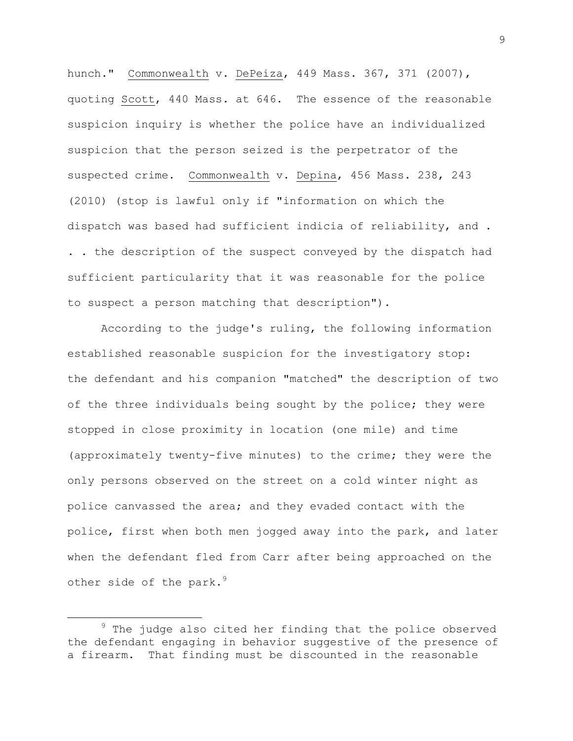hunch." Commonwealth v. DePeiza, 449 Mass. 367, 371 (2007), quoting Scott, 440 Mass. at 646. The essence of the reasonable suspicion inquiry is whether the police have an individualized suspicion that the person seized is the perpetrator of the suspected crime. Commonwealth v. Depina, 456 Mass. 238, 243 (2010) (stop is lawful only if "information on which the dispatch was based had sufficient indicia of reliability, and . . . the description of the suspect conveyed by the dispatch had sufficient particularity that it was reasonable for the police to suspect a person matching that description").

According to the judge's ruling, the following information established reasonable suspicion for the investigatory stop: the defendant and his companion "matched" the description of two of the three individuals being sought by the police; they were stopped in close proximity in location (one mile) and time (approximately twenty-five minutes) to the crime; they were the only persons observed on the street on a cold winter night as police canvassed the area; and they evaded contact with the police, first when both men jogged away into the park, and later when the defendant fled from Carr after being approached on the other side of the park.[9]

---

[9] The judge also cited her finding that the police observed the defendant engaging in behavior suggestive of the presence of a firearm. That finding must be discounted in the reasonable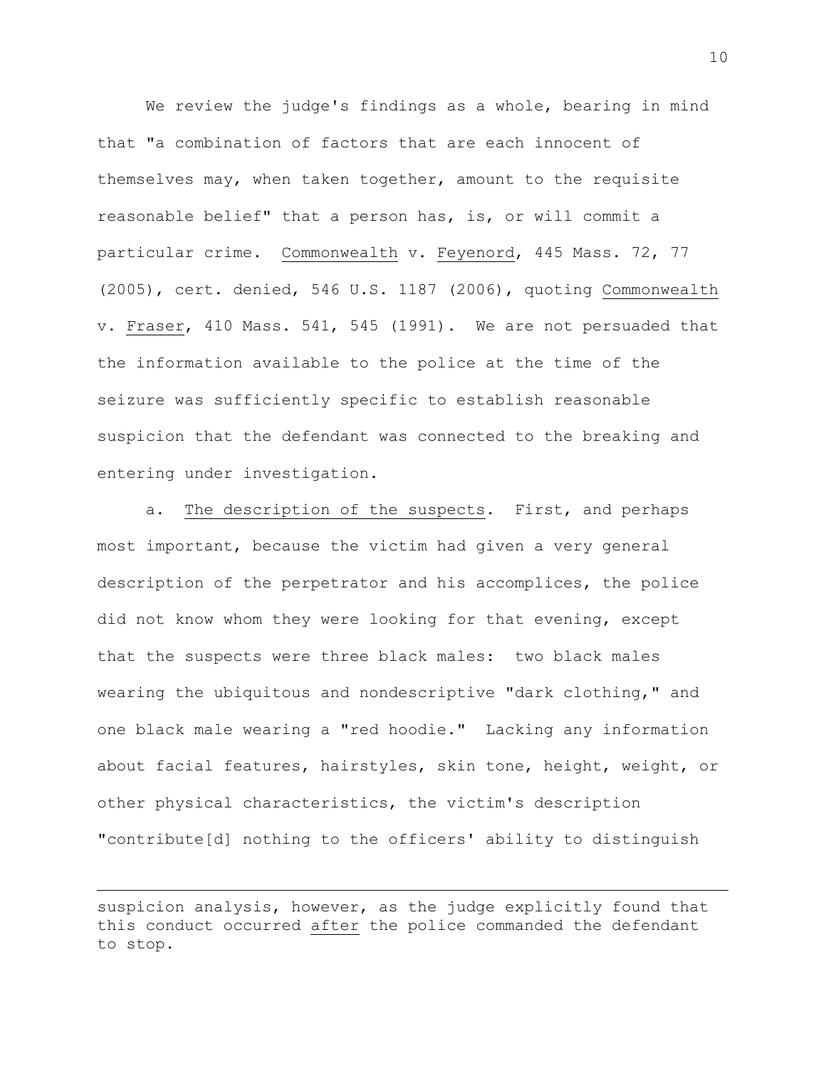We review the judge's findings as a whole, bearing in mind that "a combination of factors that are each innocent of themselves may, when taken together, amount to the requisite reasonable belief" that a person has, is, or will commit a particular crime. Commonwealth v. Feyenord, 445 Mass. 72, 77 (2005), cert. denied, 546 U.S. 1187 (2006), quoting Commonwealth v. Fraser, 410 Mass. 541, 545 (1991). We are not persuaded that the information available to the police at the time of the seizure was sufficiently specific to establish reasonable suspicion that the defendant was connected to the breaking and entering under investigation.

a. The description of the suspects. First, and perhaps most important, because the victim had given a very general description of the perpetrator and his accomplices, the police did not know whom they were looking for that evening, except that the suspects were three black males: two black males wearing the ubiquitous and nondescriptive "dark clothing," and one black male wearing a "red hoodie." Lacking any information about facial features, hairstyles, skin tone, height, weight, or other physical characteristics, the victim's description "contribute[d] nothing to the officers' ability to distinguish

---

suspicion analysis, however, as the judge explicitly found that this conduct occurred after the police commanded the defendant to stop.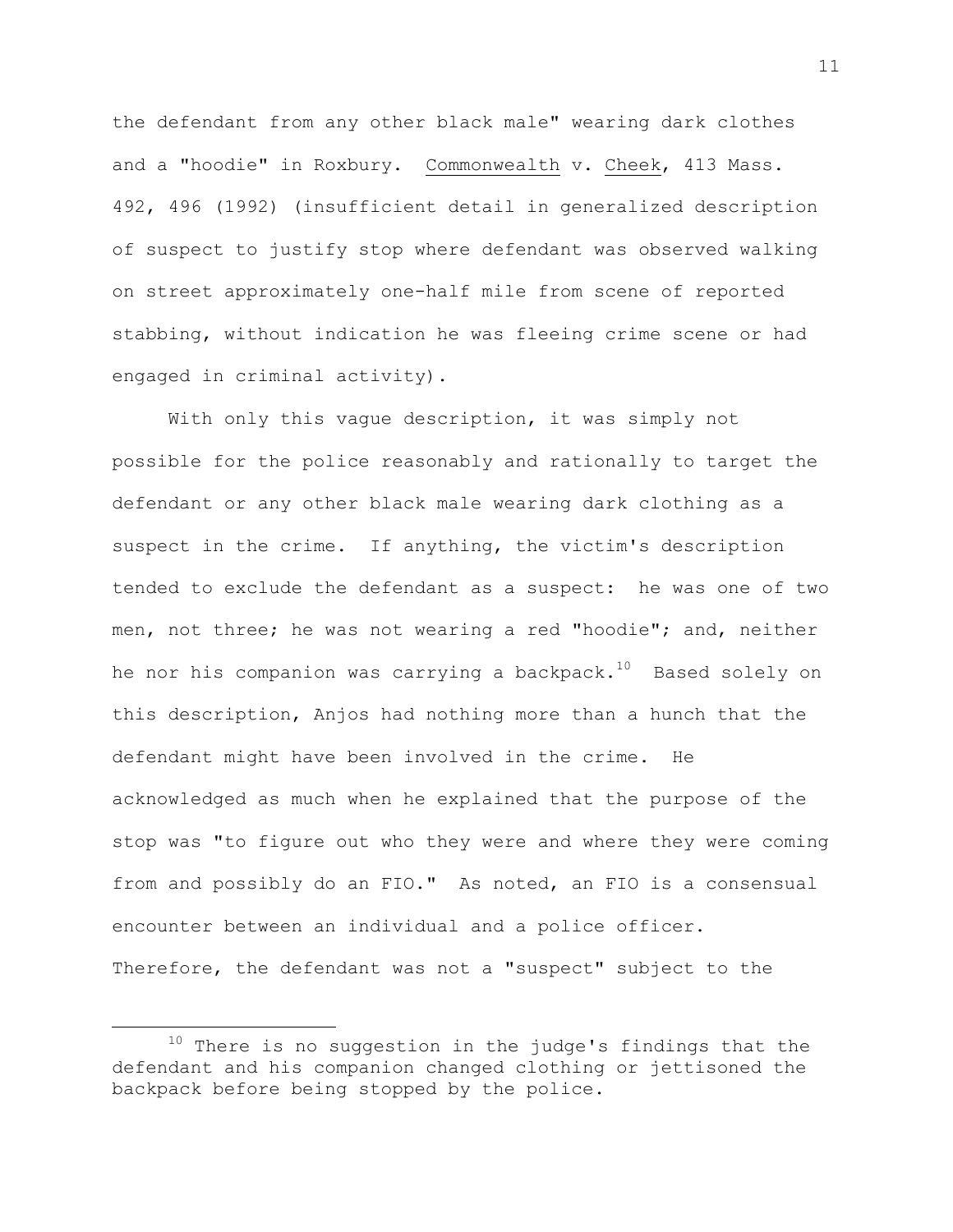the defendant from any other black male" wearing dark clothes and a "hoodie" in Roxbury. Commonwealth v. Cheek, 413 Mass. 492, 496 (1992) (insufficient detail in generalized description of suspect to justify stop where defendant was observed walking on street approximately one-half mile from scene of reported stabbing, without indication he was fleeing crime scene or had engaged in criminal activity).

With only this vague description, it was simply not possible for the police reasonably and rationally to target the defendant or any other black male wearing dark clothing as a suspect in the crime. If anything, the victim's description tended to exclude the defendant as a suspect: he was one of two men, not three; he was not wearing a red "hoodie"; and, neither he nor his companion was carrying a backpack.[10] Based solely on this description, Anjos had nothing more than a hunch that the defendant might have been involved in the crime. He acknowledged as much when he explained that the purpose of the stop was "to figure out who they were and where they were coming from and possibly do an FIO." As noted, an FIO is a consensual encounter between an individual and a police officer. Therefore, the defendant was not a "suspect" subject to the

[10] There is no suggestion in the judge's findings that the defendant and his companion changed clothing or jettisoned the backpack before being stopped by the police.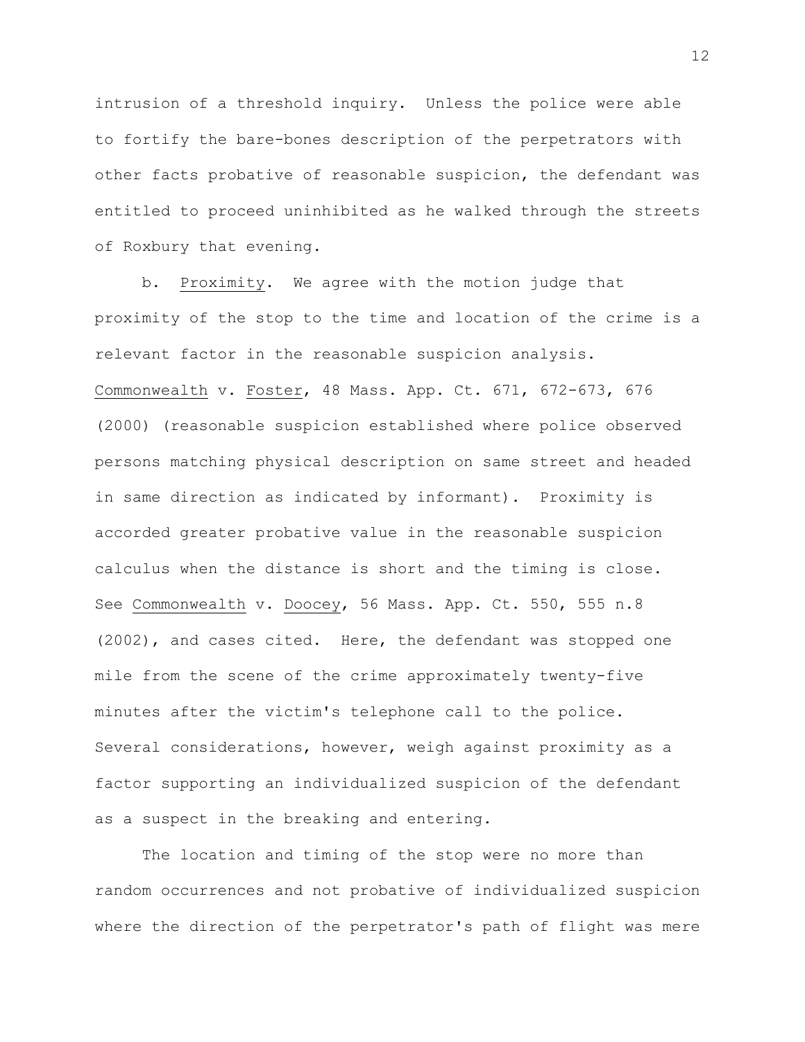intrusion of a threshold inquiry. Unless the police were able to fortify the bare-bones description of the perpetrators with other facts probative of reasonable suspicion, the defendant was entitled to proceed uninhibited as he walked through the streets of Roxbury that evening.

b. Proximity. We agree with the motion judge that proximity of the stop to the time and location of the crime is a relevant factor in the reasonable suspicion analysis. Commonwealth v. Foster, 48 Mass. App. Ct. 671, 672-673, 676 (2000) (reasonable suspicion established where police observed persons matching physical description on same street and headed in same direction as indicated by informant). Proximity is accorded greater probative value in the reasonable suspicion calculus when the distance is short and the timing is close. See Commonwealth v. Doocey, 56 Mass. App. Ct. 550, 555 n.8 (2002), and cases cited. Here, the defendant was stopped one mile from the scene of the crime approximately twenty-five minutes after the victim's telephone call to the police. Several considerations, however, weigh against proximity as a factor supporting an individualized suspicion of the defendant as a suspect in the breaking and entering.

The location and timing of the stop were no more than random occurrences and not probative of individualized suspicion where the direction of the perpetrator's path of flight was mere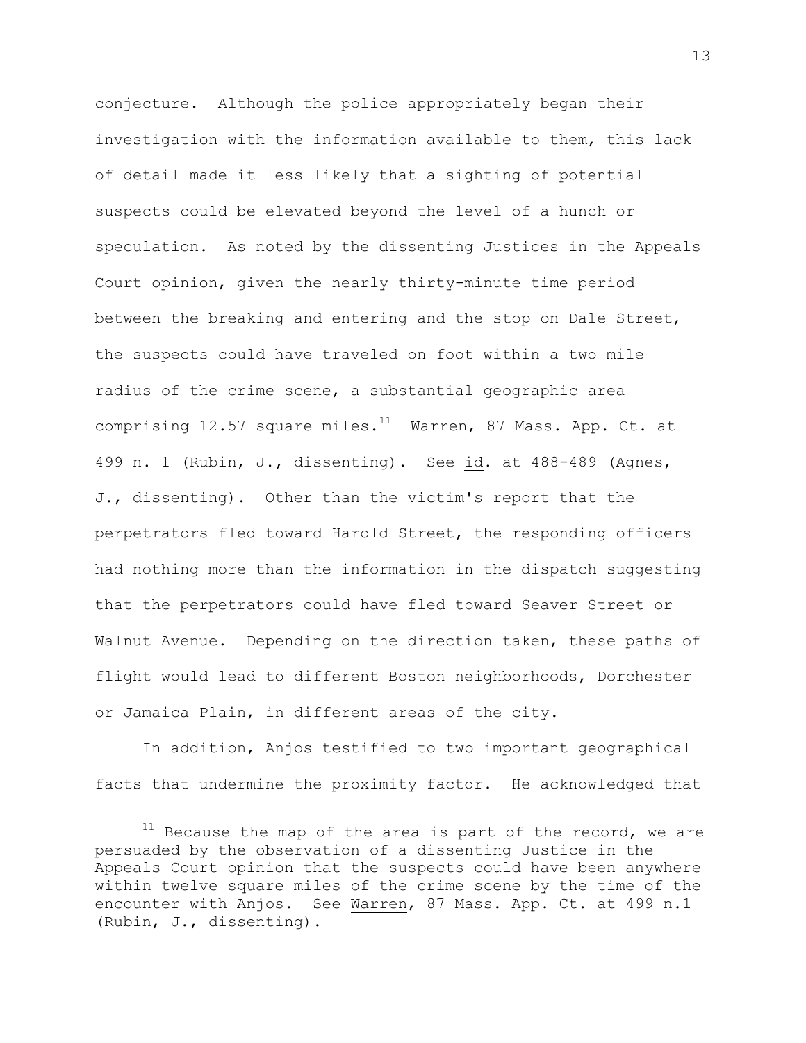conjecture. Although the police appropriately began their investigation with the information available to them, this lack of detail made it less likely that a sighting of potential suspects could be elevated beyond the level of a hunch or speculation. As noted by the dissenting Justices in the Appeals Court opinion, given the nearly thirty-minute time period between the breaking and entering and the stop on Dale Street, the suspects could have traveled on foot within a two mile radius of the crime scene, a substantial geographic area comprising 12.57 square miles.[11] Warren, 87 Mass. App. Ct. at 499 n. 1 (Rubin, J., dissenting). See id. at 488-489 (Agnes, J., dissenting). Other than the victim's report that the perpetrators fled toward Harold Street, the responding officers had nothing more than the information in the dispatch suggesting that the perpetrators could have fled toward Seaver Street or Walnut Avenue. Depending on the direction taken, these paths of flight would lead to different Boston neighborhoods, Dorchester or Jamaica Plain, in different areas of the city.

In addition, Anjos testified to two important geographical facts that undermine the proximity factor. He acknowledged that

---

[11] Because the map of the area is part of the record, we are persuaded by the observation of a dissenting Justice in the Appeals Court opinion that the suspects could have been anywhere within twelve square miles of the crime scene by the time of the encounter with Anjos. See Warren, 87 Mass. App. Ct. at 499 n.1 (Rubin, J., dissenting).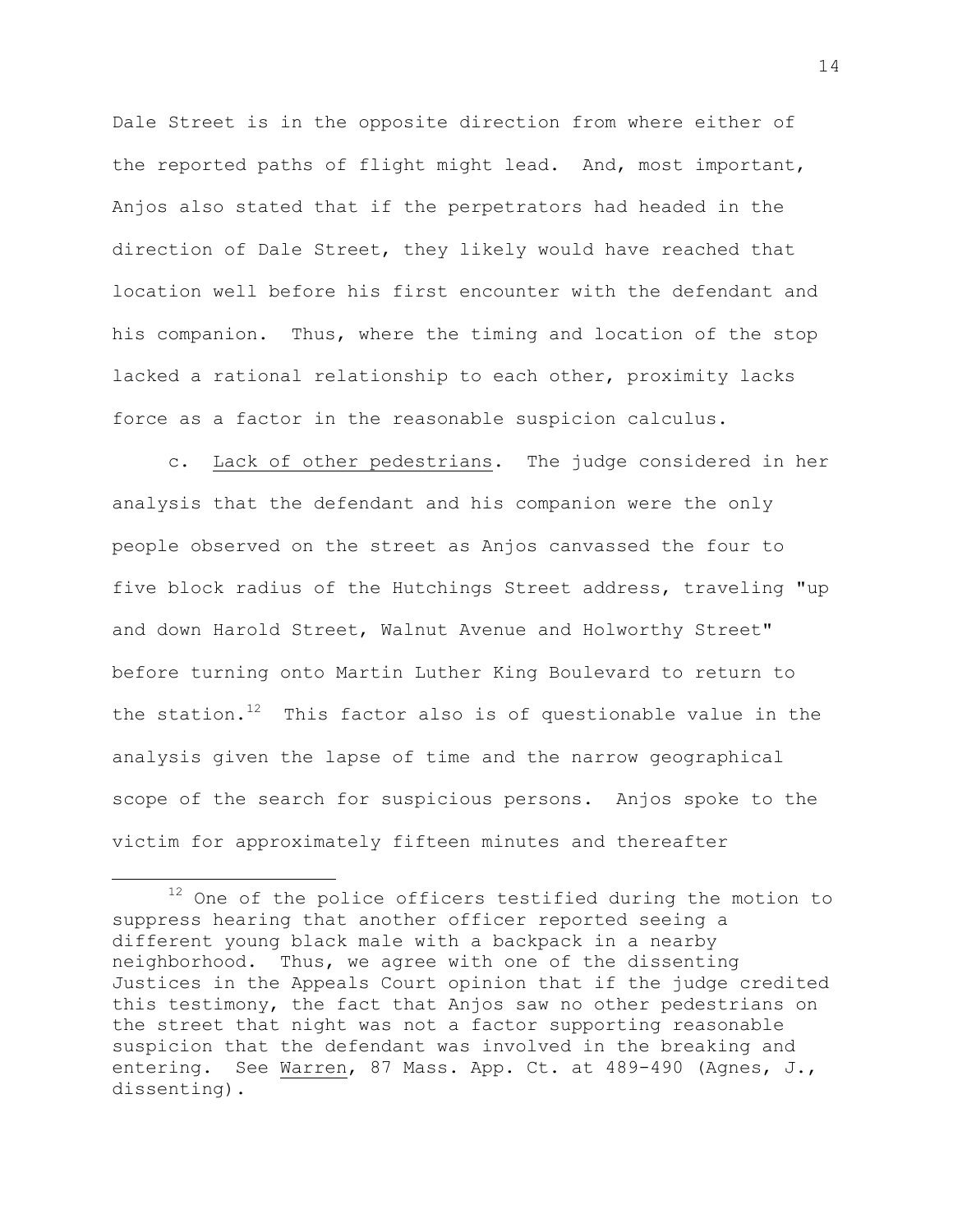Dale Street is in the opposite direction from where either of the reported paths of flight might lead. And, most important, Anjos also stated that if the perpetrators had headed in the direction of Dale Street, they likely would have reached that location well before his first encounter with the defendant and his companion. Thus, where the timing and location of the stop lacked a rational relationship to each other, proximity lacks force as a factor in the reasonable suspicion calculus.

c. Lack of other pedestrians. The judge considered in her analysis that the defendant and his companion were the only people observed on the street as Anjos canvassed the four to five block radius of the Hutchings Street address, traveling "up and down Harold Street, Walnut Avenue and Holworthy Street" before turning onto Martin Luther King Boulevard to return to the station.[12] This factor also is of questionable value in the analysis given the lapse of time and the narrow geographical scope of the search for suspicious persons. Anjos spoke to the victim for approximately fifteen minutes and thereafter

---

[12] One of the police officers testified during the motion to suppress hearing that another officer reported seeing a different young black male with a backpack in a nearby neighborhood. Thus, we agree with one of the dissenting Justices in the Appeals Court opinion that if the judge credited this testimony, the fact that Anjos saw no other pedestrians on the street that night was not a factor supporting reasonable suspicion that the defendant was involved in the breaking and entering. See Warren, 87 Mass. App. Ct. at 489-490 (Agnes, J., dissenting).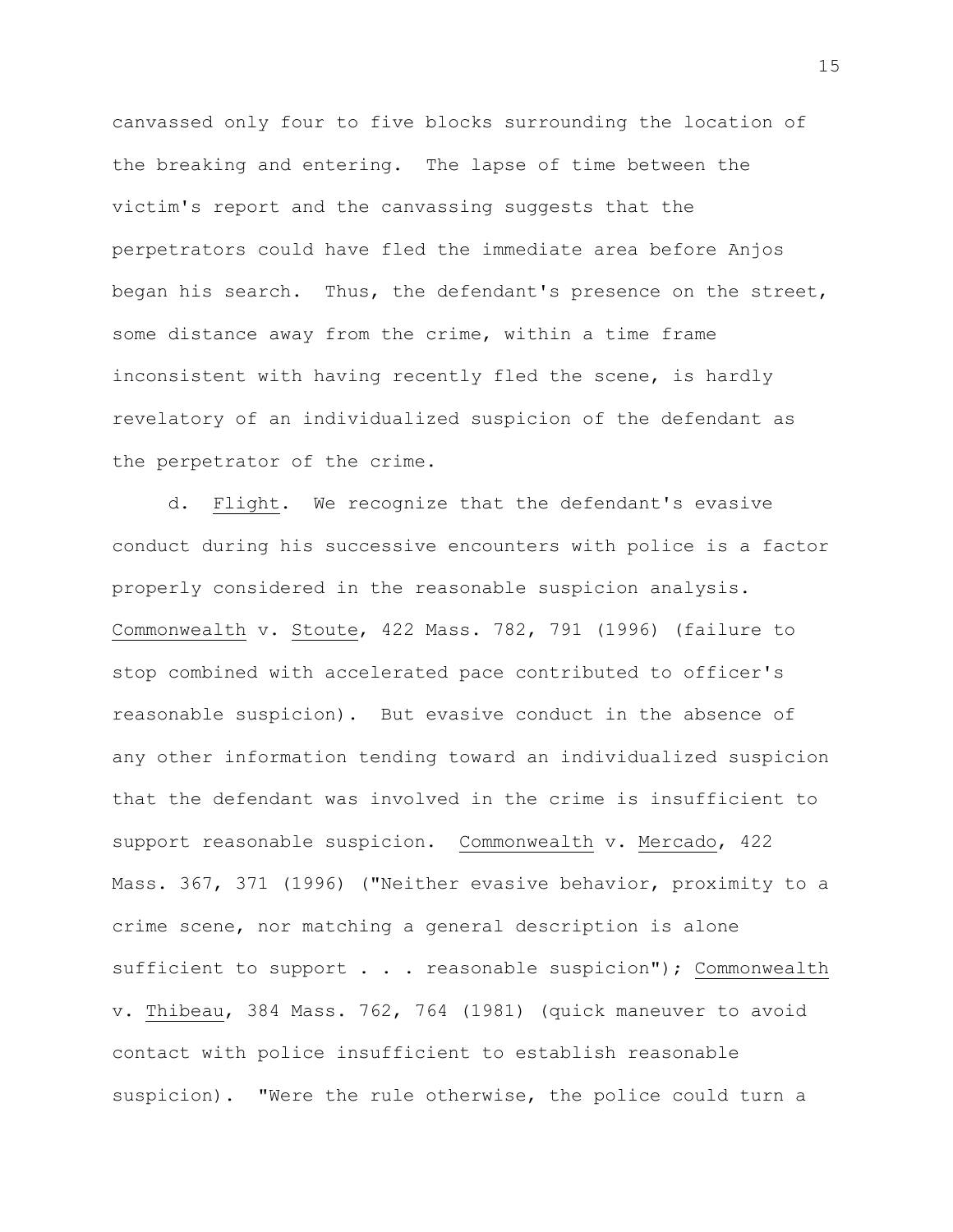canvassed only four to five blocks surrounding the location of the breaking and entering. The lapse of time between the victim's report and the canvassing suggests that the perpetrators could have fled the immediate area before Anjos began his search. Thus, the defendant's presence on the street, some distance away from the crime, within a time frame inconsistent with having recently fled the scene, is hardly revelatory of an individualized suspicion of the defendant as the perpetrator of the crime.

d. Flight. We recognize that the defendant's evasive conduct during his successive encounters with police is a factor properly considered in the reasonable suspicion analysis. Commonwealth v. Stoute, 422 Mass. 782, 791 (1996) (failure to stop combined with accelerated pace contributed to officer's reasonable suspicion). But evasive conduct in the absence of any other information tending toward an individualized suspicion that the defendant was involved in the crime is insufficient to support reasonable suspicion. Commonwealth v. Mercado, 422 Mass. 367, 371 (1996) ("Neither evasive behavior, proximity to a crime scene, nor matching a general description is alone sufficient to support . . . reasonable suspicion"); Commonwealth v. Thibeau, 384 Mass. 762, 764 (1981) (quick maneuver to avoid contact with police insufficient to establish reasonable suspicion). "Were the rule otherwise, the police could turn a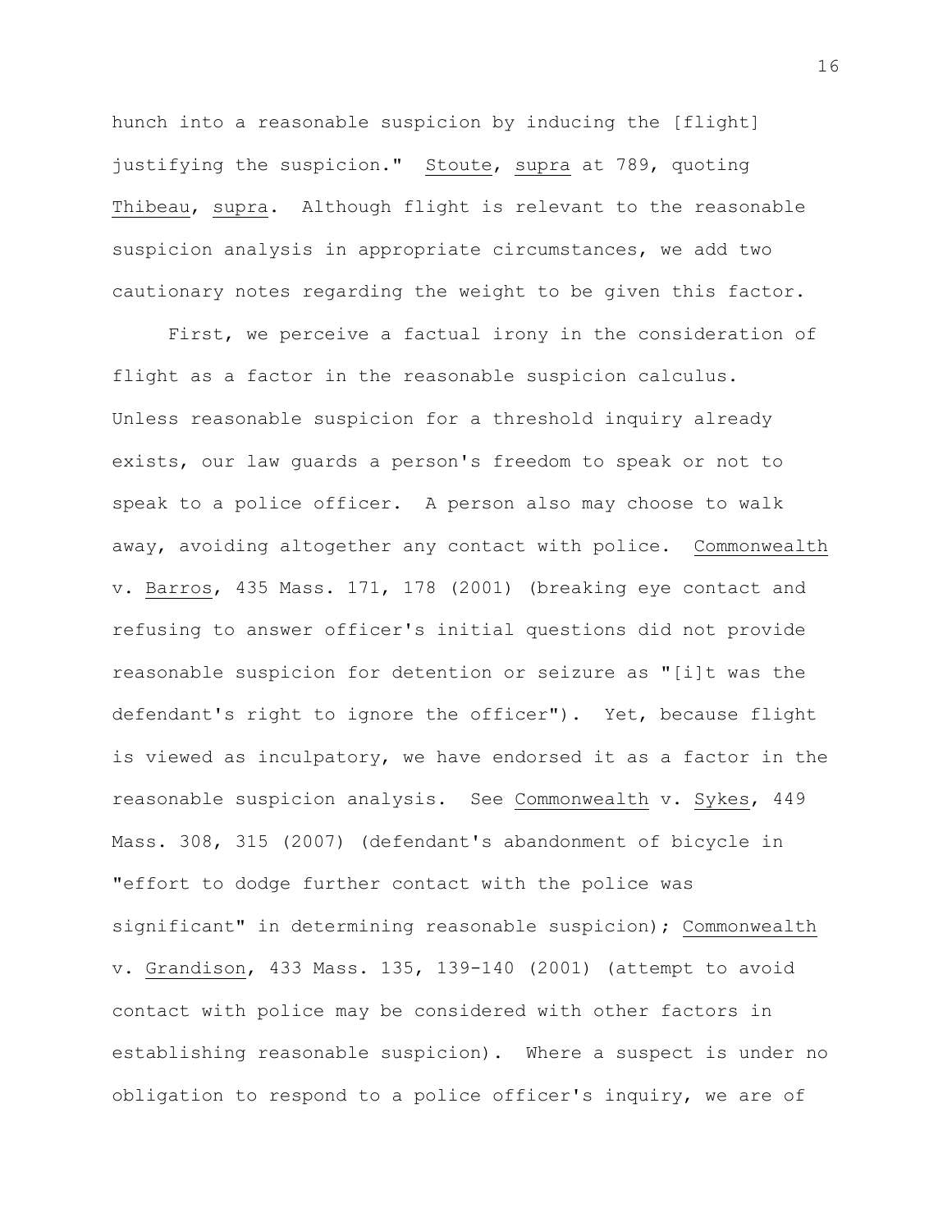hunch into a reasonable suspicion by inducing the [flight] justifying the suspicion." Stoute, supra at 789, quoting Thibeau, supra. Although flight is relevant to the reasonable suspicion analysis in appropriate circumstances, we add two cautionary notes regarding the weight to be given this factor.

First, we perceive a factual irony in the consideration of flight as a factor in the reasonable suspicion calculus. Unless reasonable suspicion for a threshold inquiry already exists, our law guards a person's freedom to speak or not to speak to a police officer. A person also may choose to walk away, avoiding altogether any contact with police. Commonwealth v. Barros, 435 Mass. 171, 178 (2001) (breaking eye contact and refusing to answer officer's initial questions did not provide reasonable suspicion for detention or seizure as "[i]t was the defendant's right to ignore the officer"). Yet, because flight is viewed as inculpatory, we have endorsed it as a factor in the reasonable suspicion analysis. See Commonwealth v. Sykes, 449 Mass. 308, 315 (2007) (defendant's abandonment of bicycle in "effort to dodge further contact with the police was significant" in determining reasonable suspicion); Commonwealth v. Grandison, 433 Mass. 135, 139-140 (2001) (attempt to avoid contact with police may be considered with other factors in establishing reasonable suspicion). Where a suspect is under no obligation to respond to a police officer's inquiry, we are of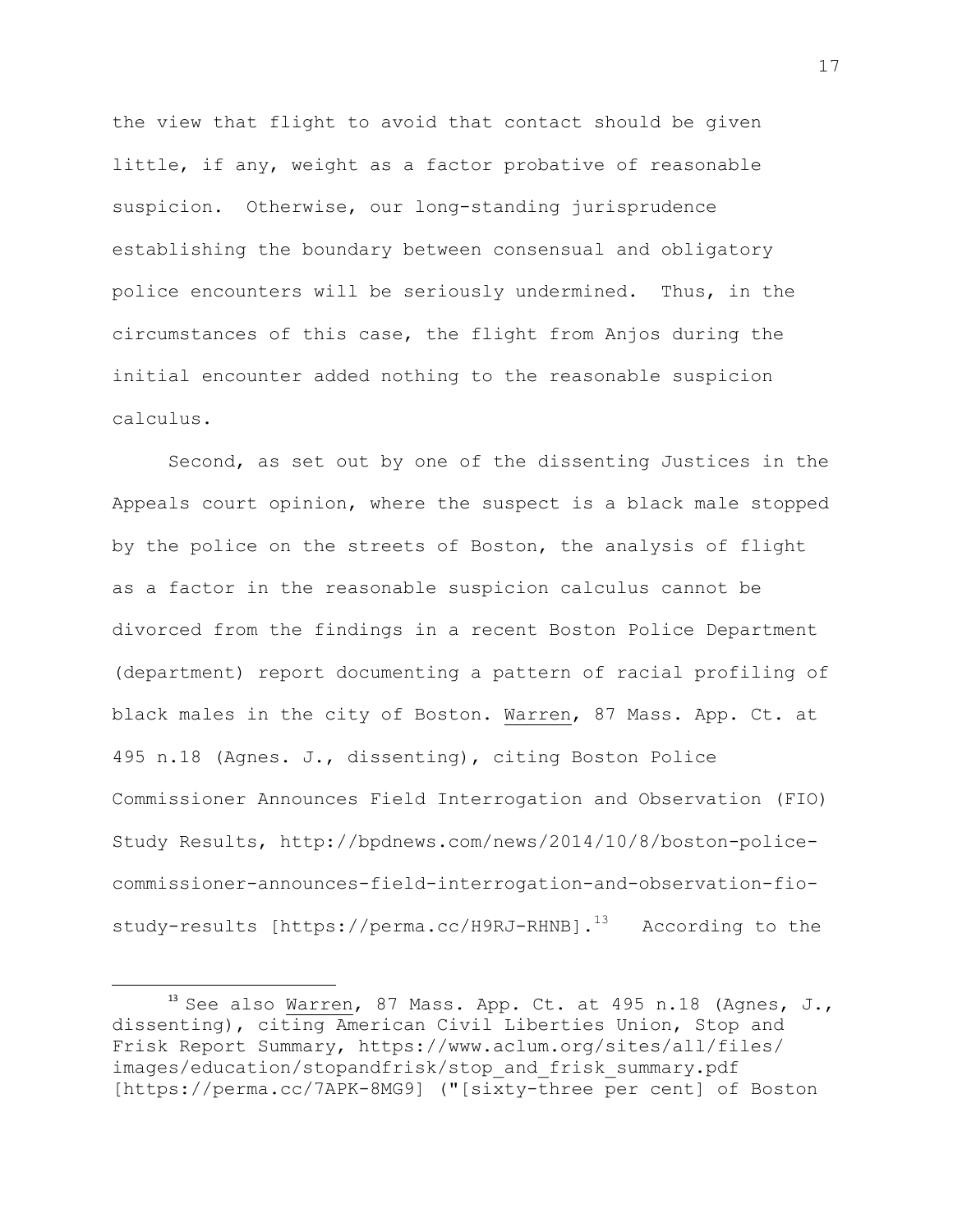the view that flight to avoid that contact should be given little, if any, weight as a factor probative of reasonable suspicion. Otherwise, our long-standing jurisprudence establishing the boundary between consensual and obligatory police encounters will be seriously undermined. Thus, in the circumstances of this case, the flight from Anjos during the initial encounter added nothing to the reasonable suspicion calculus.

Second, as set out by one of the dissenting Justices in the Appeals court opinion, where the suspect is a black male stopped by the police on the streets of Boston, the analysis of flight as a factor in the reasonable suspicion calculus cannot be divorced from the findings in a recent Boston Police Department (department) report documenting a pattern of racial profiling of black males in the city of Boston. Warren, 87 Mass. App. Ct. at 495 n.18 (Agnes. J., dissenting), citing Boston Police Commissioner Announces Field Interrogation and Observation (FIO) Study Results, http://bpdnews.com/news/2014/10/8/boston-police-commissioner-announces-field-interrogation-and-observation-fio-study-results [https://perma.cc/H9RJ-RHNB].[13] According to the

---

[13] See also Warren, 87 Mass. App. Ct. at 495 n.18 (Agnes, J., dissenting), citing American Civil Liberties Union, Stop and Frisk Report Summary, https://www.aclum.org/sites/all/files/images/education/stopandfrisk/stop_and_frisk_summary.pdf [https://perma.cc/7APK-8MG9] ("[sixty-three per cent] of Boston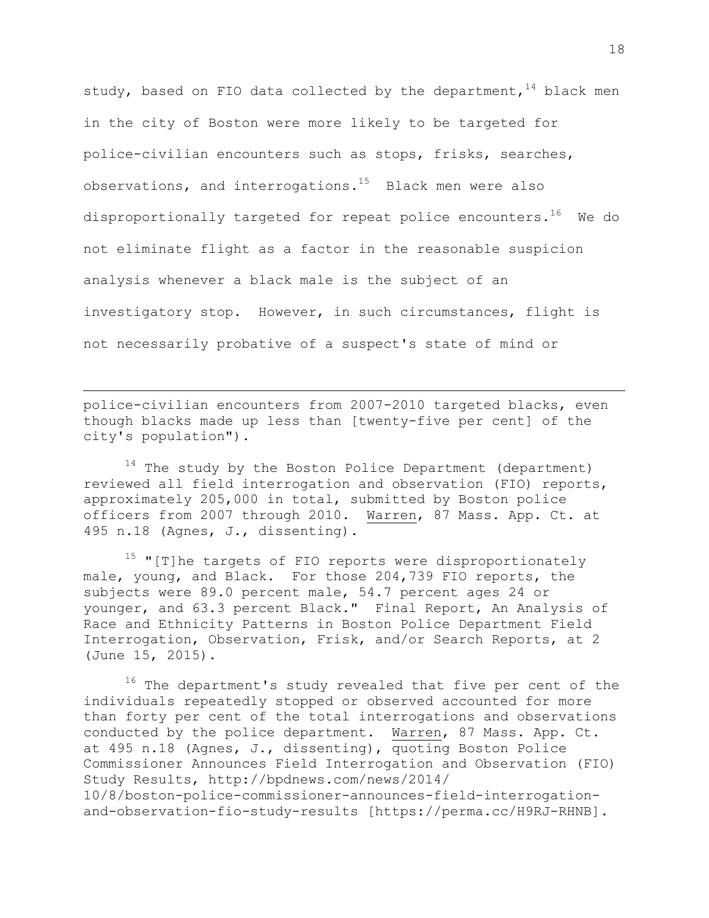study, based on FIO data collected by the department,[14] black men in the city of Boston were more likely to be targeted for police-civilian encounters such as stops, frisks, searches, observations, and interrogations.[15] Black men were also disproportionally targeted for repeat police encounters.[16] We do not eliminate flight as a factor in the reasonable suspicion analysis whenever a black male is the subject of an investigatory stop. However, in such circumstances, flight is not necessarily probative of a suspect's state of mind or

---

police-civilian encounters from 2007-2010 targeted blacks, even though blacks made up less than [twenty-five per cent] of the city's population").

[14] The study by the Boston Police Department (department) reviewed all field interrogation and observation (FIO) reports, approximately 205,000 in total, submitted by Boston police officers from 2007 through 2010. Warren, 87 Mass. App. Ct. at 495 n.18 (Agnes, J., dissenting).

[15] "[T]he targets of FIO reports were disproportionately male, young, and Black. For those 204,739 FIO reports, the subjects were 89.0 percent male, 54.7 percent ages 24 or younger, and 63.3 percent Black." Final Report, An Analysis of Race and Ethnicity Patterns in Boston Police Department Field Interrogation, Observation, Frisk, and/or Search Reports, at 2 (June 15, 2015).

[16] The department's study revealed that five per cent of the individuals repeatedly stopped or observed accounted for more than forty per cent of the total interrogations and observations conducted by the police department. Warren, 87 Mass. App. Ct. at 495 n.18 (Agnes, J., dissenting), quoting Boston Police Commissioner Announces Field Interrogation and Observation (FIO) Study Results, http://bpdnews.com/news/2014/10/8/boston-police-commissioner-announces-field-interrogation-and-observation-fio-study-results [https://perma.cc/H9RJ-RHNB].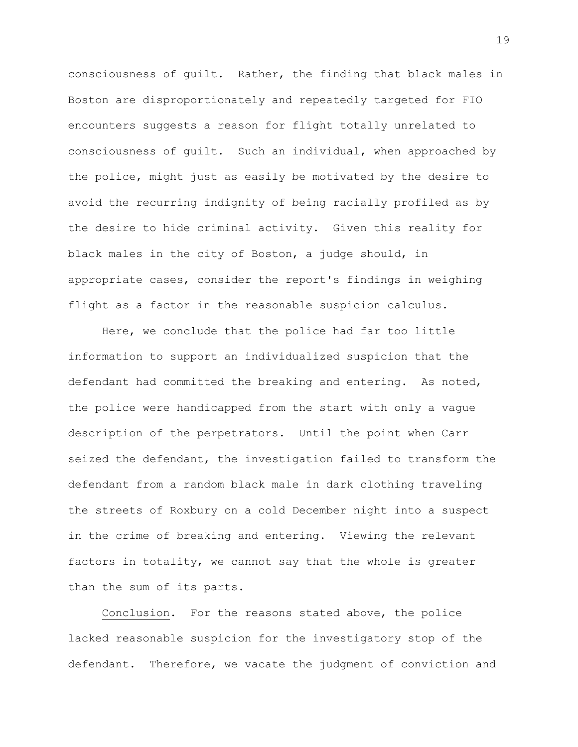consciousness of guilt. Rather, the finding that black males in Boston are disproportionately and repeatedly targeted for FIO encounters suggests a reason for flight totally unrelated to consciousness of guilt. Such an individual, when approached by the police, might just as easily be motivated by the desire to avoid the recurring indignity of being racially profiled as by the desire to hide criminal activity. Given this reality for black males in the city of Boston, a judge should, in appropriate cases, consider the report's findings in weighing flight as a factor in the reasonable suspicion calculus.

Here, we conclude that the police had far too little information to support an individualized suspicion that the defendant had committed the breaking and entering. As noted, the police were handicapped from the start with only a vague description of the perpetrators. Until the point when Carr seized the defendant, the investigation failed to transform the defendant from a random black male in dark clothing traveling the streets of Roxbury on a cold December night into a suspect in the crime of breaking and entering. Viewing the relevant factors in totality, we cannot say that the whole is greater than the sum of its parts.

Conclusion. For the reasons stated above, the police lacked reasonable suspicion for the investigatory stop of the defendant. Therefore, we vacate the judgment of conviction and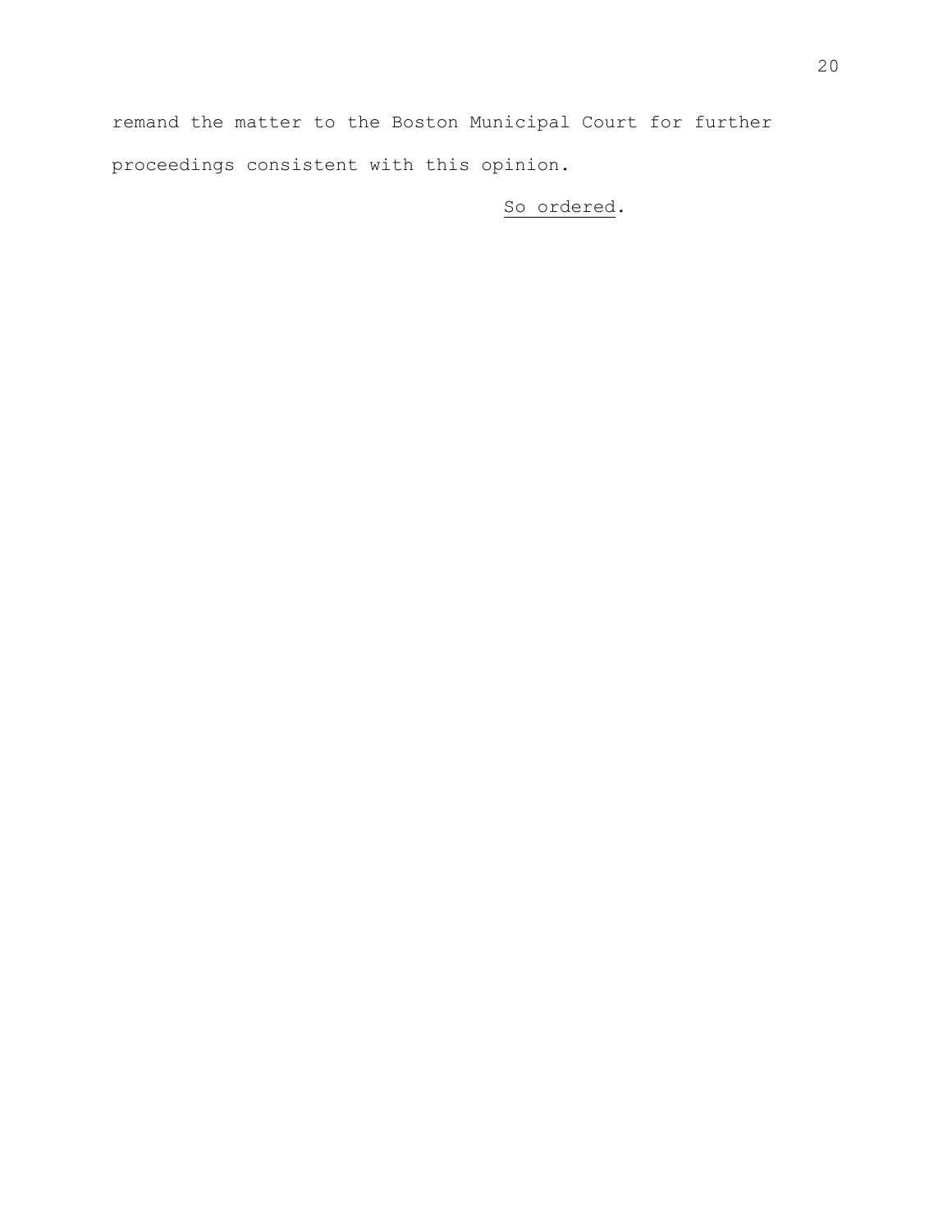remand the matter to the Boston Municipal Court for further proceedings consistent with this opinion.

*So ordered*.